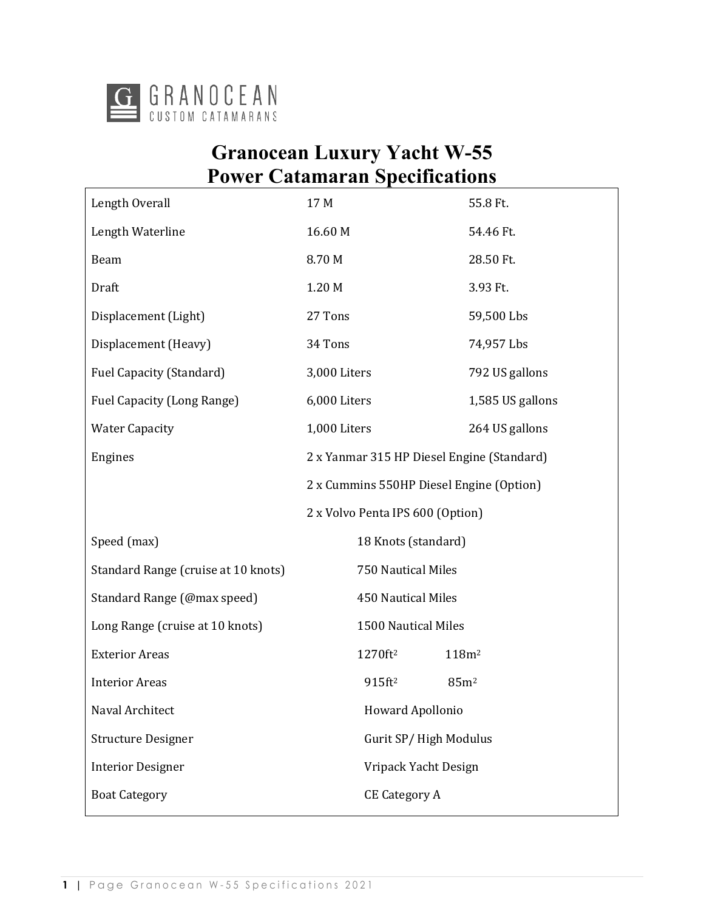GRANOCEAN
CUSTOM CATAMARANS

# Granocean Luxury Yacht W-55
# Power Catamaran Specifications

| | | |
|---|---|---|
| Length Overall | 17 M | 55.8 Ft. |
| Length Waterline | 16.60 M | 54.46 Ft. |
| Beam | 8.70 M | 28.50 Ft. |
| Draft | 1.20 M | 3.93 Ft. |
| Displacement (Light) | 27 Tons | 59,500 Lbs |
| Displacement (Heavy) | 34 Tons | 74,957 Lbs |
| Fuel Capacity (Standard) | 3,000 Liters | 792 US gallons |
| Fuel Capacity (Long Range) | 6,000 Liters | 1,585 US gallons |
| Water Capacity | 1,000 Liters | 264 US gallons |
| Engines | 2 x Yanmar 315 HP Diesel Engine (Standard) | |
| | 2 x Cummins 550HP Diesel Engine (Option) | |
| | 2 x Volvo Penta IPS 600 (Option) | |
| Speed (max) | 18 Knots (standard) | |
| Standard Range (cruise at 10 knots) | 750 Nautical Miles | |
| Standard Range (@max speed) | 450 Nautical Miles | |
| Long Range (cruise at 10 knots) | 1500 Nautical Miles | |
| Exterior Areas | 1270ft² | 118m² |
| Interior Areas | 915ft² | 85m² |
| Naval Architect | Howard Apollonio | |
| Structure Designer | Gurit SP/ High Modulus | |
| Interior Designer | Vripack Yacht Design | |
| Boat Category | CE Category A | |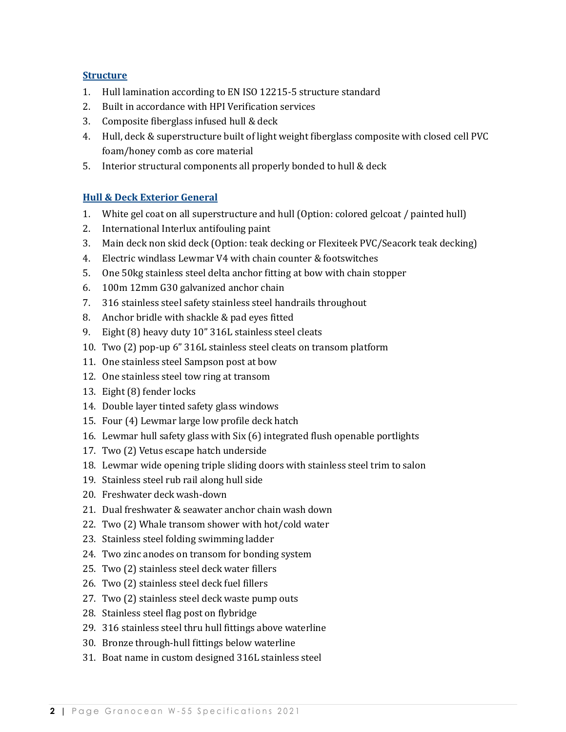## Structure

1. Hull lamination according to EN ISO 12215-5 structure standard
2. Built in accordance with HPI Verification services
3. Composite fiberglass infused hull & deck
4. Hull, deck & superstructure built of light weight fiberglass composite with closed cell PVC foam/honey comb as core material
5. Interior structural components all properly bonded to hull & deck

## Hull & Deck Exterior General

1. White gel coat on all superstructure and hull (Option: colored gelcoat / painted hull)
2. International Interlux antifouling paint
3. Main deck non skid deck (Option: teak decking or Flexiteek PVC/Seacork teak decking)
4. Electric windlass Lewmar V4 with chain counter & footswitches
5. One 50kg stainless steel delta anchor fitting at bow with chain stopper
6. 100m 12mm G30 galvanized anchor chain
7. 316 stainless steel safety stainless steel handrails throughout
8. Anchor bridle with shackle & pad eyes fitted
9. Eight (8) heavy duty 10" 316L stainless steel cleats
10. Two (2) pop-up 6" 316L stainless steel cleats on transom platform
11. One stainless steel Sampson post at bow
12. One stainless steel tow ring at transom
13. Eight (8) fender locks
14. Double layer tinted safety glass windows
15. Four (4) Lewmar large low profile deck hatch
16. Lewmar hull safety glass with Six (6) integrated flush openable portlights
17. Two (2) Vetus escape hatch underside
18. Lewmar wide opening triple sliding doors with stainless steel trim to salon
19. Stainless steel rub rail along hull side
20. Freshwater deck wash-down
21. Dual freshwater & seawater anchor chain wash down
22. Two (2) Whale transom shower with hot/cold water
23. Stainless steel folding swimming ladder
24. Two zinc anodes on transom for bonding system
25. Two (2) stainless steel deck water fillers
26. Two (2) stainless steel deck fuel fillers
27. Two (2) stainless steel deck waste pump outs
28. Stainless steel flag post on flybridge
29. 316 stainless steel thru hull fittings above waterline
30. Bronze through-hull fittings below waterline
31. Boat name in custom designed 316L stainless steel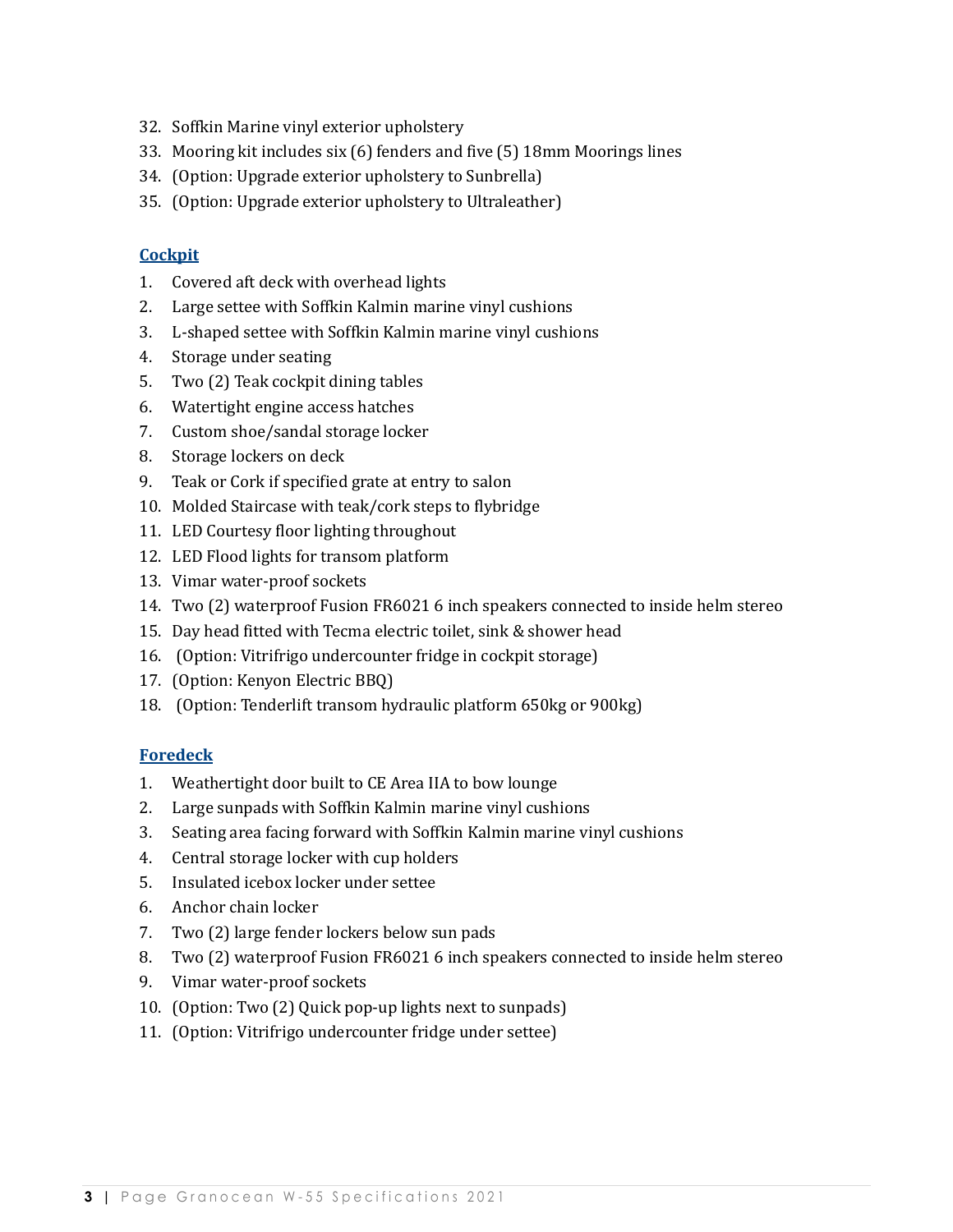32. Soffkin Marine vinyl exterior upholstery
33. Mooring kit includes six (6) fenders and five (5) 18mm Moorings lines
34. (Option: Upgrade exterior upholstery to Sunbrella)
35. (Option: Upgrade exterior upholstery to Ultraleather)

### Cockpit

1. Covered aft deck with overhead lights
2. Large settee with Soffkin Kalmin marine vinyl cushions
3. L-shaped settee with Soffkin Kalmin marine vinyl cushions
4. Storage under seating
5. Two (2) Teak cockpit dining tables
6. Watertight engine access hatches
7. Custom shoe/sandal storage locker
8. Storage lockers on deck
9. Teak or Cork if specified grate at entry to salon
10. Molded Staircase with teak/cork steps to flybridge
11. LED Courtesy floor lighting throughout
12. LED Flood lights for transom platform
13. Vimar water-proof sockets
14. Two (2) waterproof Fusion FR6021 6 inch speakers connected to inside helm stereo
15. Day head fitted with Tecma electric toilet, sink & shower head
16. (Option: Vitrifrigo undercounter fridge in cockpit storage)
17. (Option: Kenyon Electric BBQ)
18. (Option: Tenderlift transom hydraulic platform 650kg or 900kg)

### Foredeck

1. Weathertight door built to CE Area IIA to bow lounge
2. Large sunpads with Soffkin Kalmin marine vinyl cushions
3. Seating area facing forward with Soffkin Kalmin marine vinyl cushions
4. Central storage locker with cup holders
5. Insulated icebox locker under settee
6. Anchor chain locker
7. Two (2) large fender lockers below sun pads
8. Two (2) waterproof Fusion FR6021 6 inch speakers connected to inside helm stereo
9. Vimar water-proof sockets
10. (Option: Two (2) Quick pop-up lights next to sunpads)
11. (Option: Vitrifrigo undercounter fridge under settee)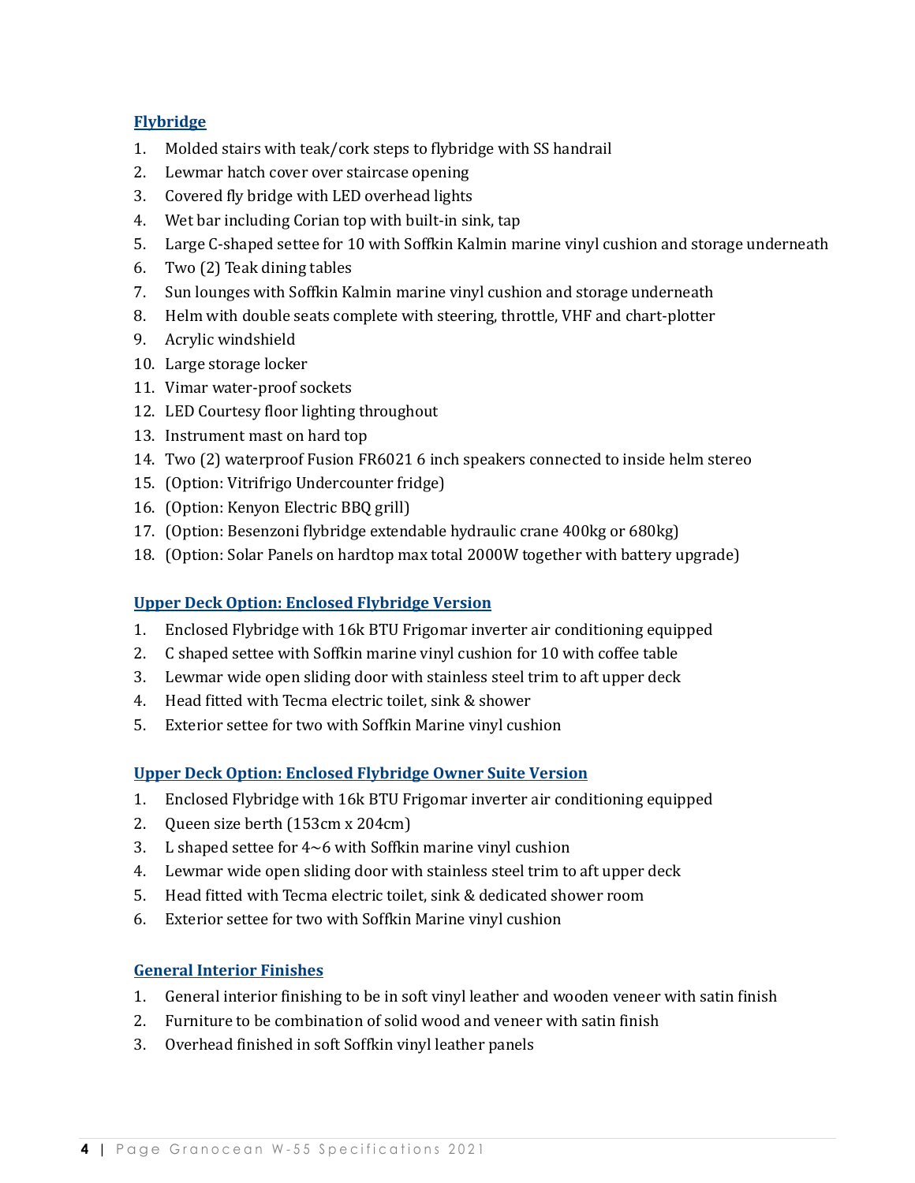## Flybridge

1. Molded stairs with teak/cork steps to flybridge with SS handrail
2. Lewmar hatch cover over staircase opening
3. Covered fly bridge with LED overhead lights
4. Wet bar including Corian top with built-in sink, tap
5. Large C-shaped settee for 10 with Soffkin Kalmin marine vinyl cushion and storage underneath
6. Two (2) Teak dining tables
7. Sun lounges with Soffkin Kalmin marine vinyl cushion and storage underneath
8. Helm with double seats complete with steering, throttle, VHF and chart-plotter
9. Acrylic windshield
10. Large storage locker
11. Vimar water-proof sockets
12. LED Courtesy floor lighting throughout
13. Instrument mast on hard top
14. Two (2) waterproof Fusion FR6021 6 inch speakers connected to inside helm stereo
15. (Option: Vitrifrigo Undercounter fridge)
16. (Option: Kenyon Electric BBQ grill)
17. (Option: Besenzoni flybridge extendable hydraulic crane 400kg or 680kg)
18. (Option: Solar Panels on hardtop max total 2000W together with battery upgrade)

## Upper Deck Option: Enclosed Flybridge Version

1. Enclosed Flybridge with 16k BTU Frigomar inverter air conditioning equipped
2. C shaped settee with Soffkin marine vinyl cushion for 10 with coffee table
3. Lewmar wide open sliding door with stainless steel trim to aft upper deck
4. Head fitted with Tecma electric toilet, sink & shower
5. Exterior settee for two with Soffkin Marine vinyl cushion

## Upper Deck Option: Enclosed Flybridge Owner Suite Version

1. Enclosed Flybridge with 16k BTU Frigomar inverter air conditioning equipped
2. Queen size berth (153cm x 204cm)
3. L shaped settee for 4~6 with Soffkin marine vinyl cushion
4. Lewmar wide open sliding door with stainless steel trim to aft upper deck
5. Head fitted with Tecma electric toilet, sink & dedicated shower room
6. Exterior settee for two with Soffkin Marine vinyl cushion

## General Interior Finishes

1. General interior finishing to be in soft vinyl leather and wooden veneer with satin finish
2. Furniture to be combination of solid wood and veneer with satin finish
3. Overhead finished in soft Soffkin vinyl leather panels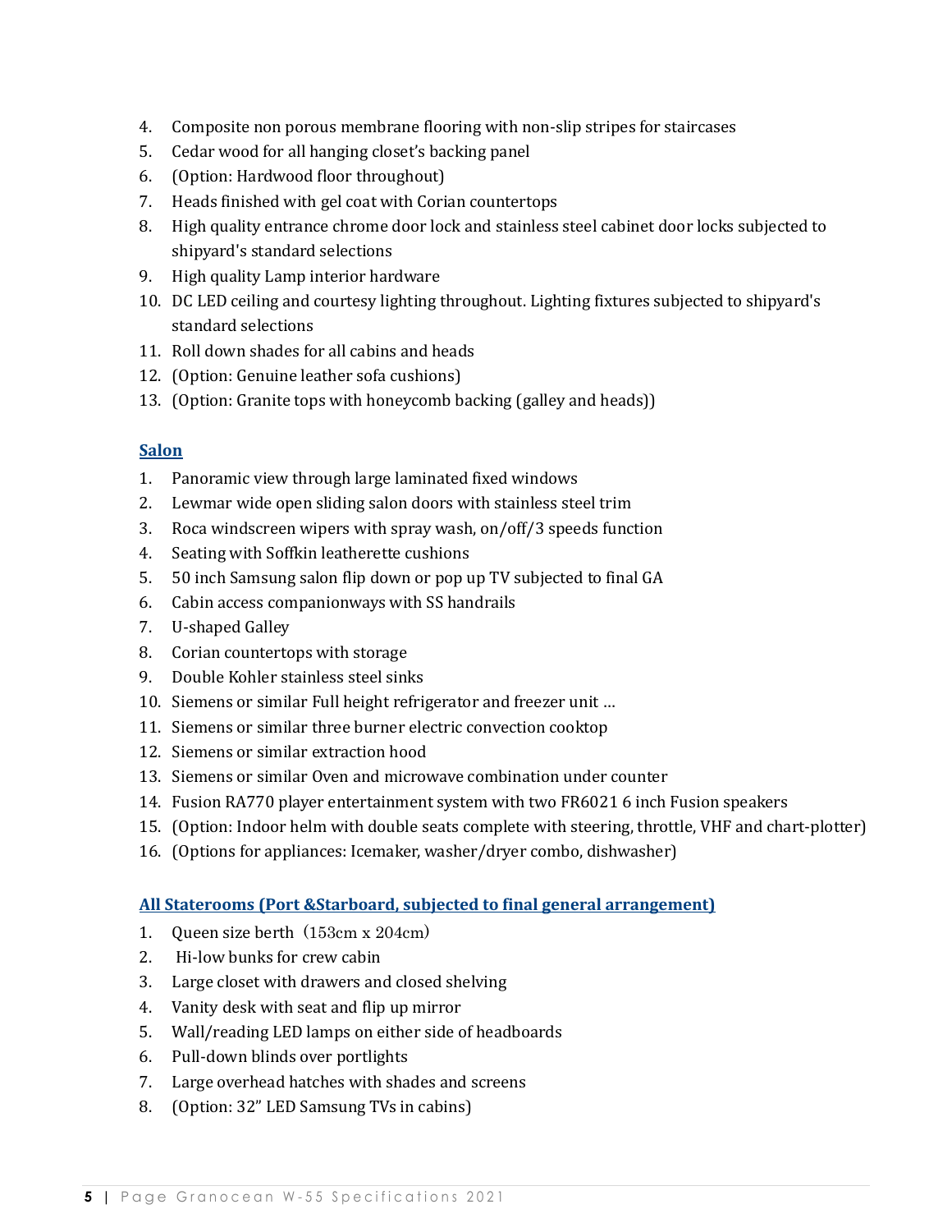4. Composite non porous membrane flooring with non-slip stripes for staircases
5. Cedar wood for all hanging closet's backing panel
6. (Option: Hardwood floor throughout)
7. Heads finished with gel coat with Corian countertops
8. High quality entrance chrome door lock and stainless steel cabinet door locks subjected to shipyard's standard selections
9. High quality Lamp interior hardware
10. DC LED ceiling and courtesy lighting throughout. Lighting fixtures subjected to shipyard's standard selections
11. Roll down shades for all cabins and heads
12. (Option: Genuine leather sofa cushions)
13. (Option: Granite tops with honeycomb backing (galley and heads))

## Salon

1. Panoramic view through large laminated fixed windows
2. Lewmar wide open sliding salon doors with stainless steel trim
3. Roca windscreen wipers with spray wash, on/off/3 speeds function
4. Seating with Soffkin leatherette cushions
5. 50 inch Samsung salon flip down or pop up TV subjected to final GA
6. Cabin access companionways with SS handrails
7. U-shaped Galley
8. Corian countertops with storage
9. Double Kohler stainless steel sinks
10. Siemens or similar Full height refrigerator and freezer unit …
11. Siemens or similar three burner electric convection cooktop
12. Siemens or similar extraction hood
13. Siemens or similar Oven and microwave combination under counter
14. Fusion RA770 player entertainment system with two FR6021 6 inch Fusion speakers
15. (Option: Indoor helm with double seats complete with steering, throttle, VHF and chart-plotter)
16. (Options for appliances: Icemaker, washer/dryer combo, dishwasher)

## All Staterooms (Port &Starboard, subjected to final general arrangement)

1. Queen size berth（153cm x 204cm）
2. Hi-low bunks for crew cabin
3. Large closet with drawers and closed shelving
4. Vanity desk with seat and flip up mirror
5. Wall/reading LED lamps on either side of headboards
6. Pull-down blinds over portlights
7. Large overhead hatches with shades and screens
8. (Option: 32" LED Samsung TVs in cabins)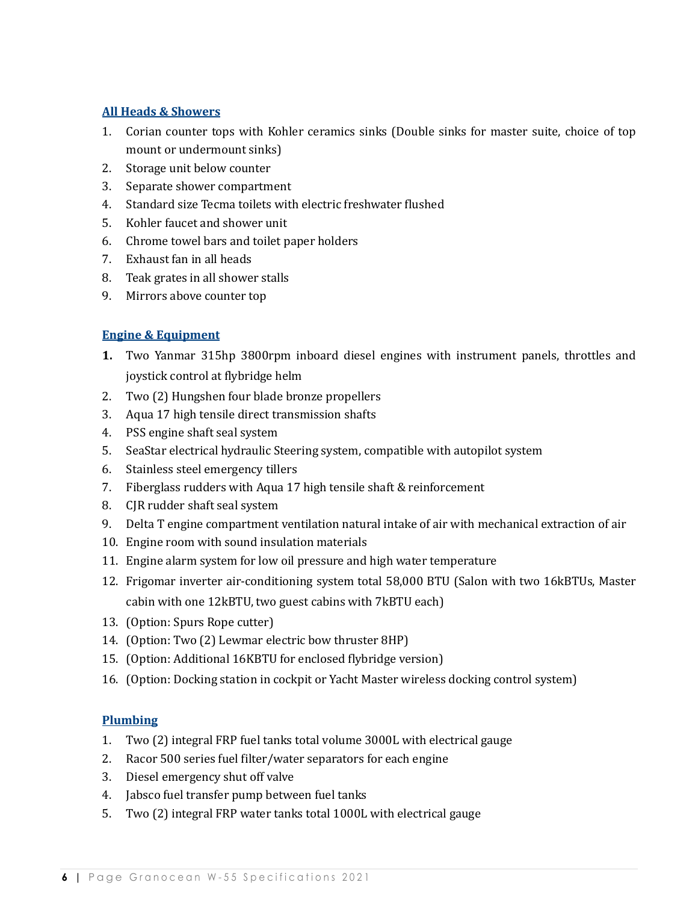## All Heads & Showers

1. Corian counter tops with Kohler ceramics sinks (Double sinks for master suite, choice of top mount or undermount sinks)
2. Storage unit below counter
3. Separate shower compartment
4. Standard size Tecma toilets with electric freshwater flushed
5. Kohler faucet and shower unit
6. Chrome towel bars and toilet paper holders
7. Exhaust fan in all heads
8. Teak grates in all shower stalls
9. Mirrors above counter top

## Engine & Equipment

1. Two Yanmar 315hp 3800rpm inboard diesel engines with instrument panels, throttles and joystick control at flybridge helm
2. Two (2) Hungshen four blade bronze propellers
3. Aqua 17 high tensile direct transmission shafts
4. PSS engine shaft seal system
5. SeaStar electrical hydraulic Steering system, compatible with autopilot system
6. Stainless steel emergency tillers
7. Fiberglass rudders with Aqua 17 high tensile shaft & reinforcement
8. CJR rudder shaft seal system
9. Delta T engine compartment ventilation natural intake of air with mechanical extraction of air
10. Engine room with sound insulation materials
11. Engine alarm system for low oil pressure and high water temperature
12. Frigomar inverter air-conditioning system total 58,000 BTU (Salon with two 16kBTUs, Master cabin with one 12kBTU, two guest cabins with 7kBTU each)
13. (Option: Spurs Rope cutter)
14. (Option: Two (2) Lewmar electric bow thruster 8HP)
15. (Option: Additional 16KBTU for enclosed flybridge version)
16. (Option: Docking station in cockpit or Yacht Master wireless docking control system)

## Plumbing

1. Two (2) integral FRP fuel tanks total volume 3000L with electrical gauge
2. Racor 500 series fuel filter/water separators for each engine
3. Diesel emergency shut off valve
4. Jabsco fuel transfer pump between fuel tanks
5. Two (2) integral FRP water tanks total 1000L with electrical gauge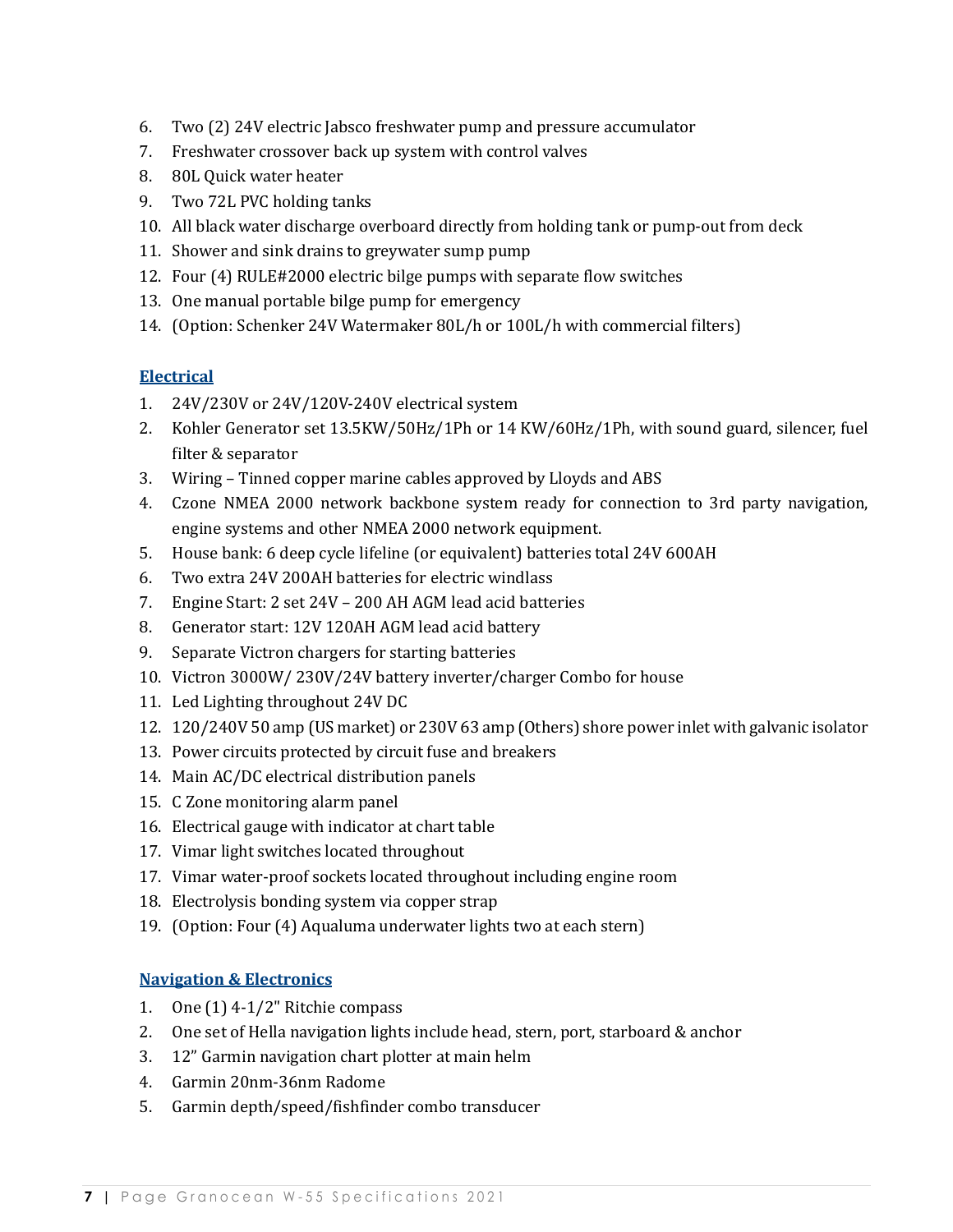6. Two (2) 24V electric Jabsco freshwater pump and pressure accumulator
7. Freshwater crossover back up system with control valves
8. 80L Quick water heater
9. Two 72L PVC holding tanks
10. All black water discharge overboard directly from holding tank or pump-out from deck
11. Shower and sink drains to greywater sump pump
12. Four (4) RULE#2000 electric bilge pumps with separate flow switches
13. One manual portable bilge pump for emergency
14. (Option: Schenker 24V Watermaker 80L/h or 100L/h with commercial filters)

## Electrical

1. 24V/230V or 24V/120V-240V electrical system
2. Kohler Generator set 13.5KW/50Hz/1Ph or 14 KW/60Hz/1Ph, with sound guard, silencer, fuel filter & separator
3. Wiring – Tinned copper marine cables approved by Lloyds and ABS
4. Czone NMEA 2000 network backbone system ready for connection to 3rd party navigation, engine systems and other NMEA 2000 network equipment.
5. House bank: 6 deep cycle lifeline (or equivalent) batteries total 24V 600AH
6. Two extra 24V 200AH batteries for electric windlass
7. Engine Start: 2 set 24V – 200 AH AGM lead acid batteries
8. Generator start: 12V 120AH AGM lead acid battery
9. Separate Victron chargers for starting batteries
10. Victron 3000W/ 230V/24V battery inverter/charger Combo for house
11. Led Lighting throughout 24V DC
12. 120/240V 50 amp (US market) or 230V 63 amp (Others) shore power inlet with galvanic isolator
13. Power circuits protected by circuit fuse and breakers
14. Main AC/DC electrical distribution panels
15. C Zone monitoring alarm panel
16. Electrical gauge with indicator at chart table
17. Vimar light switches located throughout
17. Vimar water-proof sockets located throughout including engine room
18. Electrolysis bonding system via copper strap
19. (Option: Four (4) Aqualuma underwater lights two at each stern)

## Navigation & Electronics

1. One (1) 4-1/2" Ritchie compass
2. One set of Hella navigation lights include head, stern, port, starboard & anchor
3. 12" Garmin navigation chart plotter at main helm
4. Garmin 20nm-36nm Radome
5. Garmin depth/speed/fishfinder combo transducer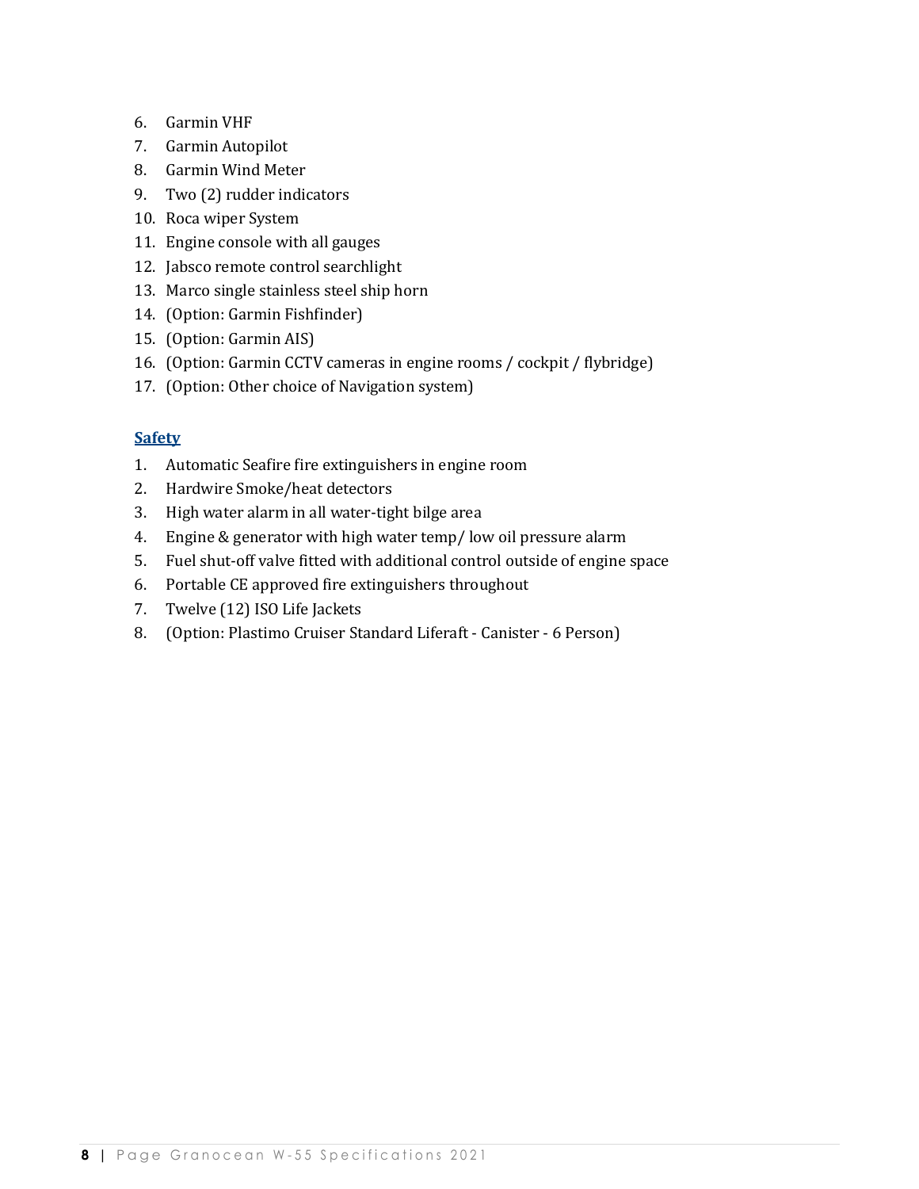6. Garmin VHF
7. Garmin Autopilot
8. Garmin Wind Meter
9. Two (2) rudder indicators
10. Roca wiper System
11. Engine console with all gauges
12. Jabsco remote control searchlight
13. Marco single stainless steel ship horn
14. (Option: Garmin Fishfinder)
15. (Option: Garmin AIS)
16. (Option: Garmin CCTV cameras in engine rooms / cockpit / flybridge)
17. (Option: Other choice of Navigation system)

### Safety

1. Automatic Seafire fire extinguishers in engine room
2. Hardwire Smoke/heat detectors
3. High water alarm in all water-tight bilge area
4. Engine & generator with high water temp/ low oil pressure alarm
5. Fuel shut-off valve fitted with additional control outside of engine space
6. Portable CE approved fire extinguishers throughout
7. Twelve (12) ISO Life Jackets
8. (Option: Plastimo Cruiser Standard Liferaft - Canister - 6 Person)